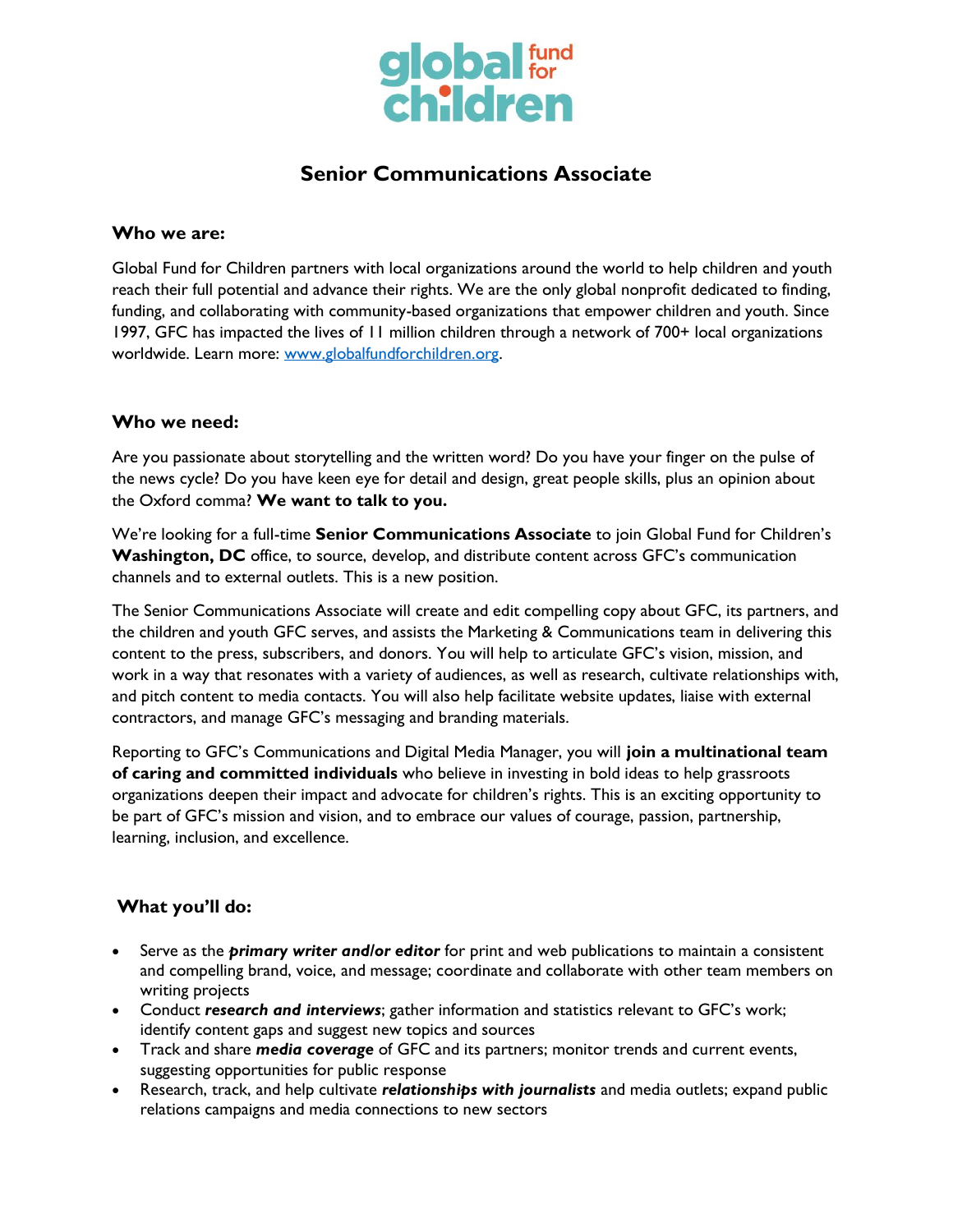# Senior Communications Associate

## Who we are:

Global Fund for Children partners with local organizations around the world to help children and youth reach their full potential and advance their rights. We are the only global nonprofit dedicated to finding, funding, and collaborating with community-based organizations that empower children and youth. Since 1997, GFC has impacted the lives of 11 million children through a network of 700+ local organizations worldwide. Learn more: [www.globalfundforchildren.org](http://www.globalfundforchildren.org).

## Who we need:

Are you passionate about storytelling and the written word? Do you have your finger on the pulse of the news cycle? Do you have keen eye for detail and design, great people skills, plus an opinion about the Oxford comma? **We want to talk to you.**

We're looking for a full-time **Senior Communications Associate** to join Global Fund for Children's **Washington, DC** office, to source, develop, and distribute content across GFC's communication channels and to external outlets. This is a new position.

The Senior Communications Associate will create and edit compelling copy about GFC, its partners, and the children and youth GFC serves, and assists the Marketing & Communications team in delivering this content to the press, subscribers, and donors. You will help to articulate GFC's vision, mission, and work in a way that resonates with a variety of audiences, as well as research, cultivate relationships with, and pitch content to media contacts. You will also help facilitate website updates, liaise with external contractors, and manage GFC's messaging and branding materials.

Reporting to GFC's Communications and Digital Media Manager, you will **join a multinational team of caring and committed individuals** who believe in investing in bold ideas to help grassroots organizations deepen their impact and advocate for children's rights. This is an exciting opportunity to be part of GFC's mission and vision, and to embrace our values of courage, passion, partnership, learning, inclusion, and excellence.

## What you'll do:

- Serve as the ***primary writer and/or editor*** for print and web publications to maintain a consistent and compelling brand, voice, and message; coordinate and collaborate with other team members on writing projects
- Conduct ***research and interviews***; gather information and statistics relevant to GFC's work; identify content gaps and suggest new topics and sources
- Track and share ***media coverage*** of GFC and its partners; monitor trends and current events, suggesting opportunities for public response
- Research, track, and help cultivate ***relationships with journalists*** and media outlets; expand public relations campaigns and media connections to new sectors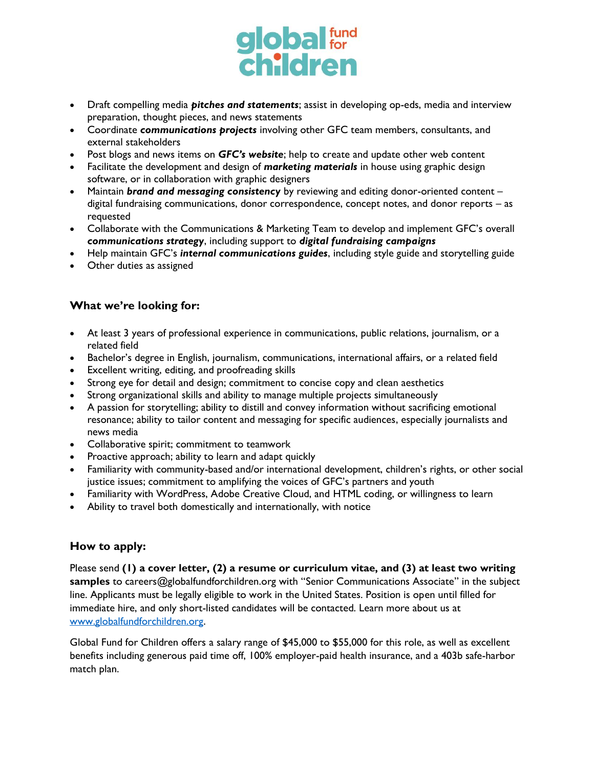- Draft compelling media ***pitches and statements***; assist in developing op-eds, media and interview preparation, thought pieces, and news statements
- Coordinate ***communications projects*** involving other GFC team members, consultants, and external stakeholders
- Post blogs and news items on ***GFC's website***; help to create and update other web content
- Facilitate the development and design of ***marketing materials*** in house using graphic design software, or in collaboration with graphic designers
- Maintain ***brand and messaging consistency*** by reviewing and editing donor-oriented content – digital fundraising communications, donor correspondence, concept notes, and donor reports – as requested
- Collaborate with the Communications & Marketing Team to develop and implement GFC's overall ***communications strategy***, including support to ***digital fundraising campaigns***
- Help maintain GFC's ***internal communications guides***, including style guide and storytelling guide
- Other duties as assigned

### What we're looking for:

- At least 3 years of professional experience in communications, public relations, journalism, or a related field
- Bachelor's degree in English, journalism, communications, international affairs, or a related field
- Excellent writing, editing, and proofreading skills
- Strong eye for detail and design; commitment to concise copy and clean aesthetics
- Strong organizational skills and ability to manage multiple projects simultaneously
- A passion for storytelling; ability to distill and convey information without sacrificing emotional resonance; ability to tailor content and messaging for specific audiences, especially journalists and news media
- Collaborative spirit; commitment to teamwork
- Proactive approach; ability to learn and adapt quickly
- Familiarity with community-based and/or international development, children's rights, or other social justice issues; commitment to amplifying the voices of GFC's partners and youth
- Familiarity with WordPress, Adobe Creative Cloud, and HTML coding, or willingness to learn
- Ability to travel both domestically and internationally, with notice

### How to apply:

Please send **(1) a cover letter, (2) a resume or curriculum vitae, and (3) at least two writing samples** to careers@globalfundforchildren.org with "Senior Communications Associate" in the subject line. Applicants must be legally eligible to work in the United States. Position is open until filled for immediate hire, and only short-listed candidates will be contacted. Learn more about us at [www.globalfundforchildren.org](http://www.globalfundforchildren.org).

Global Fund for Children offers a salary range of $45,000 to $55,000 for this role, as well as excellent benefits including generous paid time off, 100% employer-paid health insurance, and a 403b safe-harbor match plan.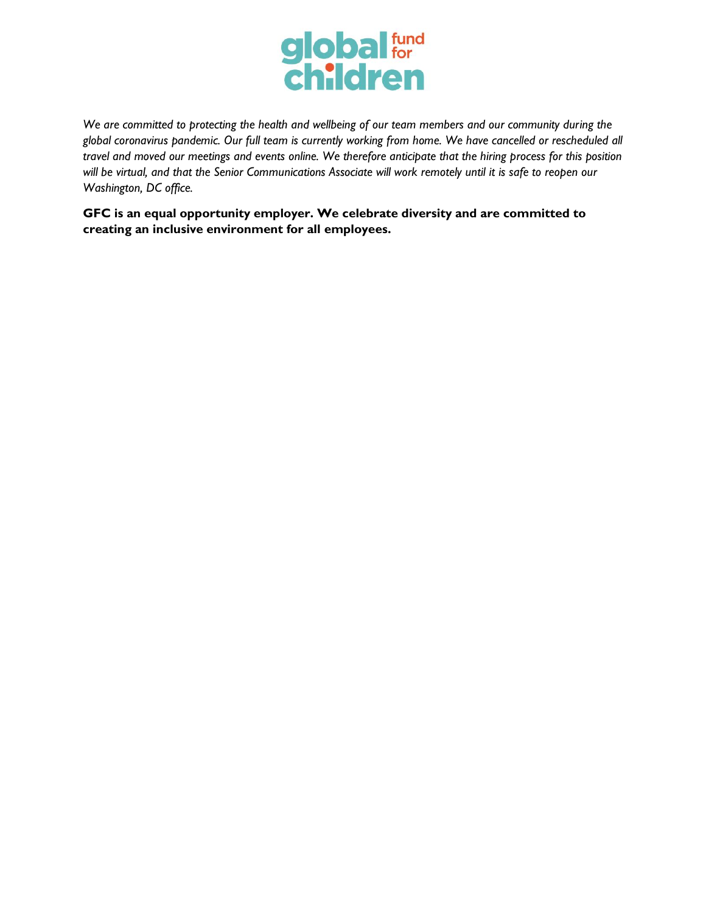*We are committed to protecting the health and wellbeing of our team members and our community during the global coronavirus pandemic. Our full team is currently working from home. We have cancelled or rescheduled all travel and moved our meetings and events online. We therefore anticipate that the hiring process for this position will be virtual, and that the Senior Communications Associate will work remotely until it is safe to reopen our Washington, DC office.*

**GFC is an equal opportunity employer. We celebrate diversity and are committed to creating an inclusive environment for all employees.**